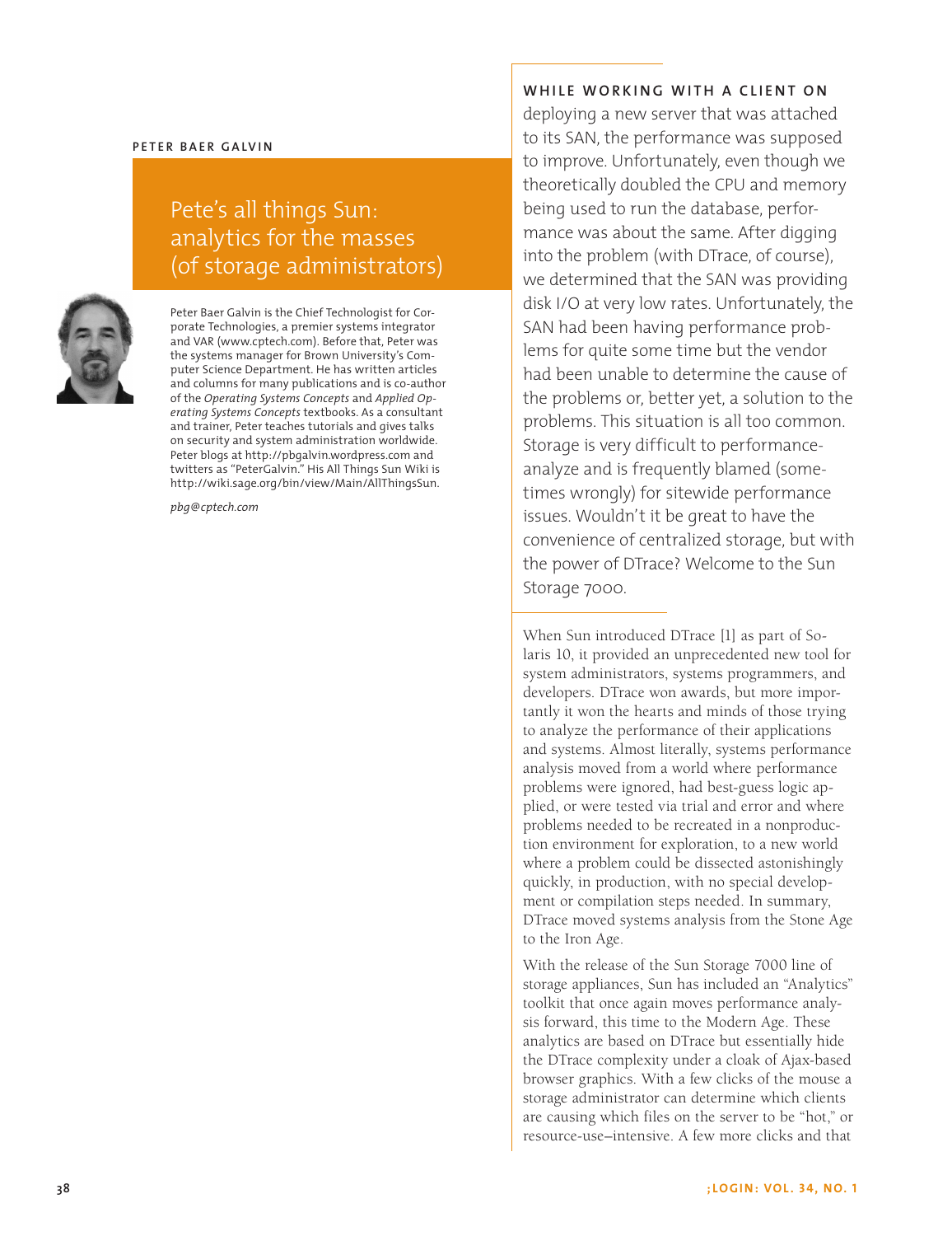PETER BAER GALVIN

# Pete's all things Sun: analytics for the masses (of storage administrators)

Peter Baer Galvin is the Chief Technologist for Corporate Technologies, a premier systems integrator and VAR (www.cptech.com). Before that, Peter was the systems manager for Brown University's Computer Science Department. He has written articles and columns for many publications and is co-author of the *Operating Systems Concepts* and *Applied Operating Systems Concepts* textbooks. As a consultant and trainer, Peter teaches tutorials and gives talks on security and system administration worldwide. Peter blogs at http://pbgalvin.wordpress.com and twitters as "PeterGalvin." His All Things Sun Wiki is http://wiki.sage.org/bin/view/Main/AllThingsSun.

*pbg@cptech.com*

**WHILE WORKING WITH A CLIENT ON** deploying a new server that was attached to its SAN, the performance was supposed to improve. Unfortunately, even though we theoretically doubled the CPU and memory being used to run the database, performance was about the same. After digging into the problem (with DTrace, of course), we determined that the SAN was providing disk I/O at very low rates. Unfortunately, the SAN had been having performance problems for quite some time but the vendor had been unable to determine the cause of the problems or, better yet, a solution to the problems. This situation is all too common. Storage is very difficult to performance-analyze and is frequently blamed (sometimes wrongly) for sitewide performance issues. Wouldn't it be great to have the convenience of centralized storage, but with the power of DTrace? Welcome to the Sun Storage 7000.

When Sun introduced DTrace [1] as part of Solaris 10, it provided an unprecedented new tool for system administrators, systems programmers, and developers. DTrace won awards, but more importantly it won the hearts and minds of those trying to analyze the performance of their applications and systems. Almost literally, systems performance analysis moved from a world where performance problems were ignored, had best-guess logic applied, or were tested via trial and error and where problems needed to be recreated in a nonproduction environment for exploration, to a new world where a problem could be dissected astonishingly quickly, in production, with no special development or compilation steps needed. In summary, DTrace moved systems analysis from the Stone Age to the Iron Age.

With the release of the Sun Storage 7000 line of storage appliances, Sun has included an "Analytics" toolkit that once again moves performance analysis forward, this time to the Modern Age. These analytics are based on DTrace but essentially hide the DTrace complexity under a cloak of Ajax-based browser graphics. With a few clicks of the mouse a storage administrator can determine which clients are causing which files on the server to be "hot," or resource-use–intensive. A few more clicks and that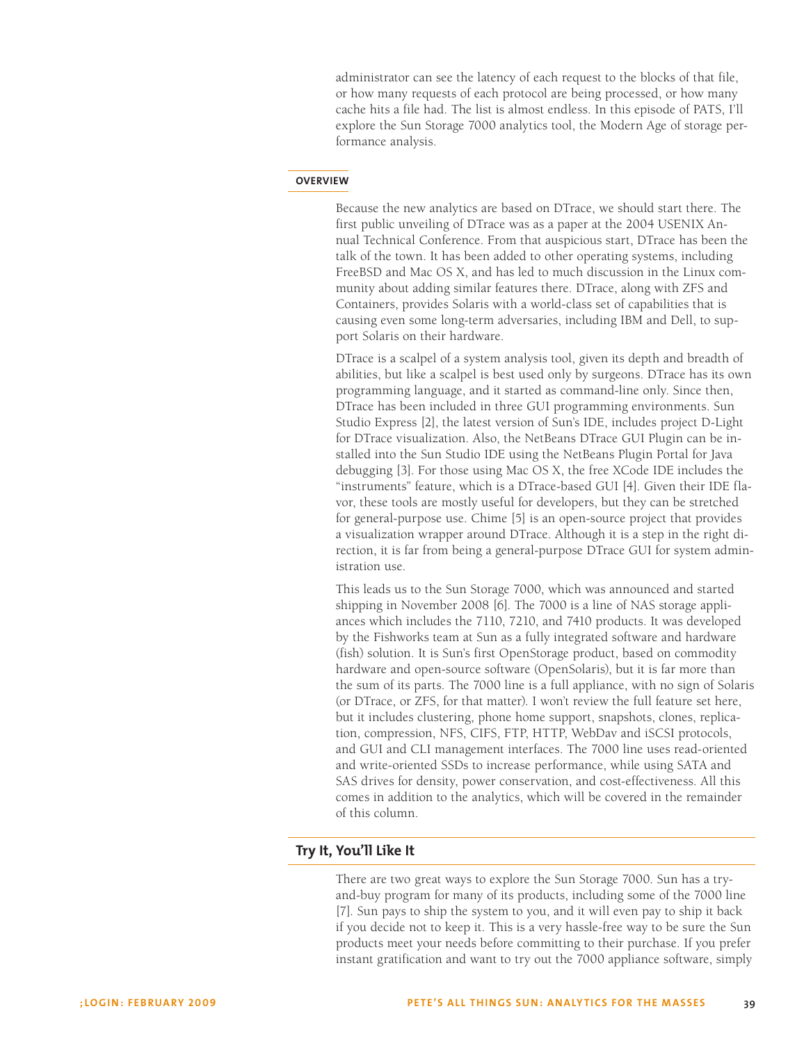administrator can see the latency of each request to the blocks of that file, or how many requests of each protocol are being processed, or how many cache hits a file had. The list is almost endless. In this episode of PATS, I'll explore the Sun Storage 7000 analytics tool, the Modern Age of storage performance analysis.

## OVERVIEW

Because the new analytics are based on DTrace, we should start there. The first public unveiling of DTrace was as a paper at the 2004 USENIX Annual Technical Conference. From that auspicious start, DTrace has been the talk of the town. It has been added to other operating systems, including FreeBSD and Mac OS X, and has led to much discussion in the Linux community about adding similar features there. DTrace, along with ZFS and Containers, provides Solaris with a world-class set of capabilities that is causing even some long-term adversaries, including IBM and Dell, to support Solaris on their hardware.

DTrace is a scalpel of a system analysis tool, given its depth and breadth of abilities, but like a scalpel is best used only by surgeons. DTrace has its own programming language, and it started as command-line only. Since then, DTrace has been included in three GUI programming environments. Sun Studio Express [2], the latest version of Sun's IDE, includes project D-Light for DTrace visualization. Also, the NetBeans DTrace GUI Plugin can be installed into the Sun Studio IDE using the NetBeans Plugin Portal for Java debugging [3]. For those using Mac OS X, the free XCode IDE includes the "instruments" feature, which is a DTrace-based GUI [4]. Given their IDE flavor, these tools are mostly useful for developers, but they can be stretched for general-purpose use. Chime [5] is an open-source project that provides a visualization wrapper around DTrace. Although it is a step in the right direction, it is far from being a general-purpose DTrace GUI for system administration use.

This leads us to the Sun Storage 7000, which was announced and started shipping in November 2008 [6]. The 7000 is a line of NAS storage appliances which includes the 7110, 7210, and 7410 products. It was developed by the Fishworks team at Sun as a fully integrated software and hardware (fish) solution. It is Sun's first OpenStorage product, based on commodity hardware and open-source software (OpenSolaris), but it is far more than the sum of its parts. The 7000 line is a full appliance, with no sign of Solaris (or DTrace, or ZFS, for that matter). I won't review the full feature set here, but it includes clustering, phone home support, snapshots, clones, replication, compression, NFS, CIFS, FTP, HTTP, WebDav and iSCSI protocols, and GUI and CLI management interfaces. The 7000 line uses read-oriented and write-oriented SSDs to increase performance, while using SATA and SAS drives for density, power conservation, and cost-effectiveness. All this comes in addition to the analytics, which will be covered in the remainder of this column.

## Try It, You'll Like It

There are two great ways to explore the Sun Storage 7000. Sun has a try-and-buy program for many of its products, including some of the 7000 line [7]. Sun pays to ship the system to you, and it will even pay to ship it back if you decide not to keep it. This is a very hassle-free way to be sure the Sun products meet your needs before committing to their purchase. If you prefer instant gratification and want to try out the 7000 appliance software, simply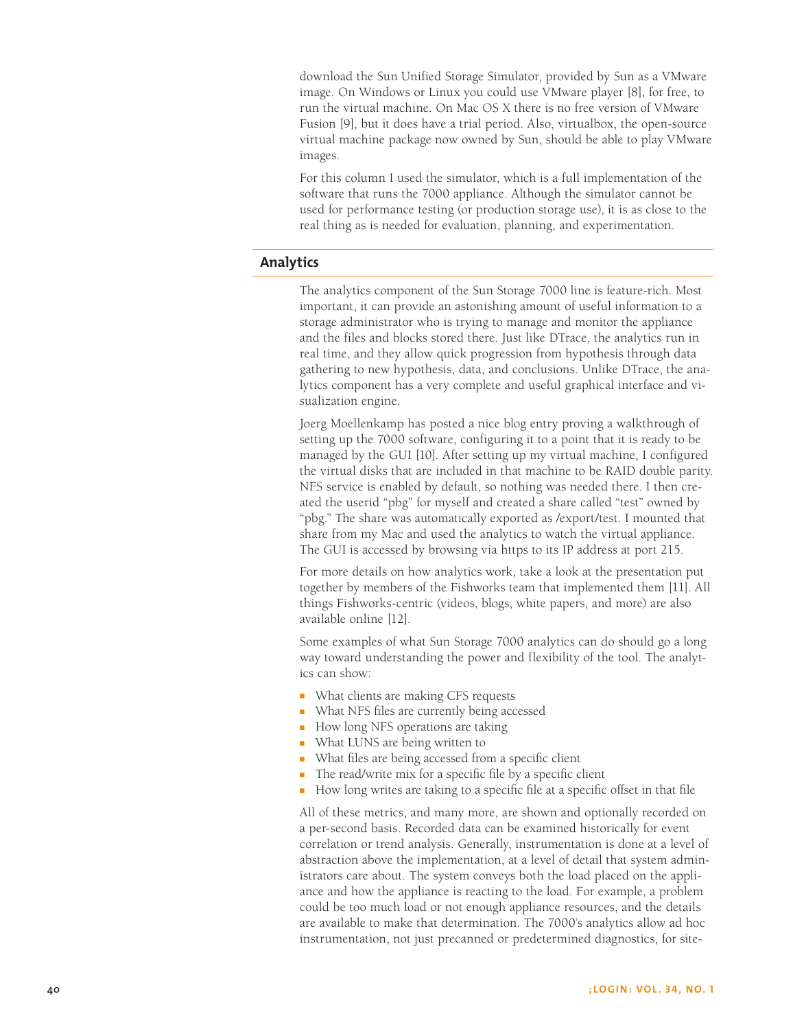download the Sun Unified Storage Simulator, provided by Sun as a VMware image. On Windows or Linux you could use VMware player [8], for free, to run the virtual machine. On Mac OS X there is no free version of VMware Fusion [9], but it does have a trial period. Also, virtualbox, the open-source virtual machine package now owned by Sun, should be able to play VMware images.

For this column I used the simulator, which is a full implementation of the software that runs the 7000 appliance. Although the simulator cannot be used for performance testing (or production storage use), it is as close to the real thing as is needed for evaluation, planning, and experimentation.

## Analytics

The analytics component of the Sun Storage 7000 line is feature-rich. Most important, it can provide an astonishing amount of useful information to a storage administrator who is trying to manage and monitor the appliance and the files and blocks stored there. Just like DTrace, the analytics run in real time, and they allow quick progression from hypothesis through data gathering to new hypothesis, data, and conclusions. Unlike DTrace, the analytics component has a very complete and useful graphical interface and visualization engine.

Joerg Moellenkamp has posted a nice blog entry proving a walkthrough of setting up the 7000 software, configuring it to a point that it is ready to be managed by the GUI [10]. After setting up my virtual machine, I configured the virtual disks that are included in that machine to be RAID double parity. NFS service is enabled by default, so nothing was needed there. I then created the userid "pbg" for myself and created a share called "test" owned by "pbg." The share was automatically exported as /export/test. I mounted that share from my Mac and used the analytics to watch the virtual appliance. The GUI is accessed by browsing via https to its IP address at port 215.

For more details on how analytics work, take a look at the presentation put together by members of the Fishworks team that implemented them [11]. All things Fishworks-centric (videos, blogs, white papers, and more) are also available online [12].

Some examples of what Sun Storage 7000 analytics can do should go a long way toward understanding the power and flexibility of the tool. The analytics can show:

- What clients are making CFS requests
- What NFS files are currently being accessed
- How long NFS operations are taking
- What LUNS are being written to
- What files are being accessed from a specific client
- The read/write mix for a specific file by a specific client
- How long writes are taking to a specific file at a specific offset in that file

All of these metrics, and many more, are shown and optionally recorded on a per-second basis. Recorded data can be examined historically for event correlation or trend analysis. Generally, instrumentation is done at a level of abstraction above the implementation, at a level of detail that system administrators care about. The system conveys both the load placed on the appliance and how the appliance is reacting to the load. For example, a problem could be too much load or not enough appliance resources, and the details are available to make that determination. The 7000's analytics allow ad hoc instrumentation, not just precanned or predetermined diagnostics, for site-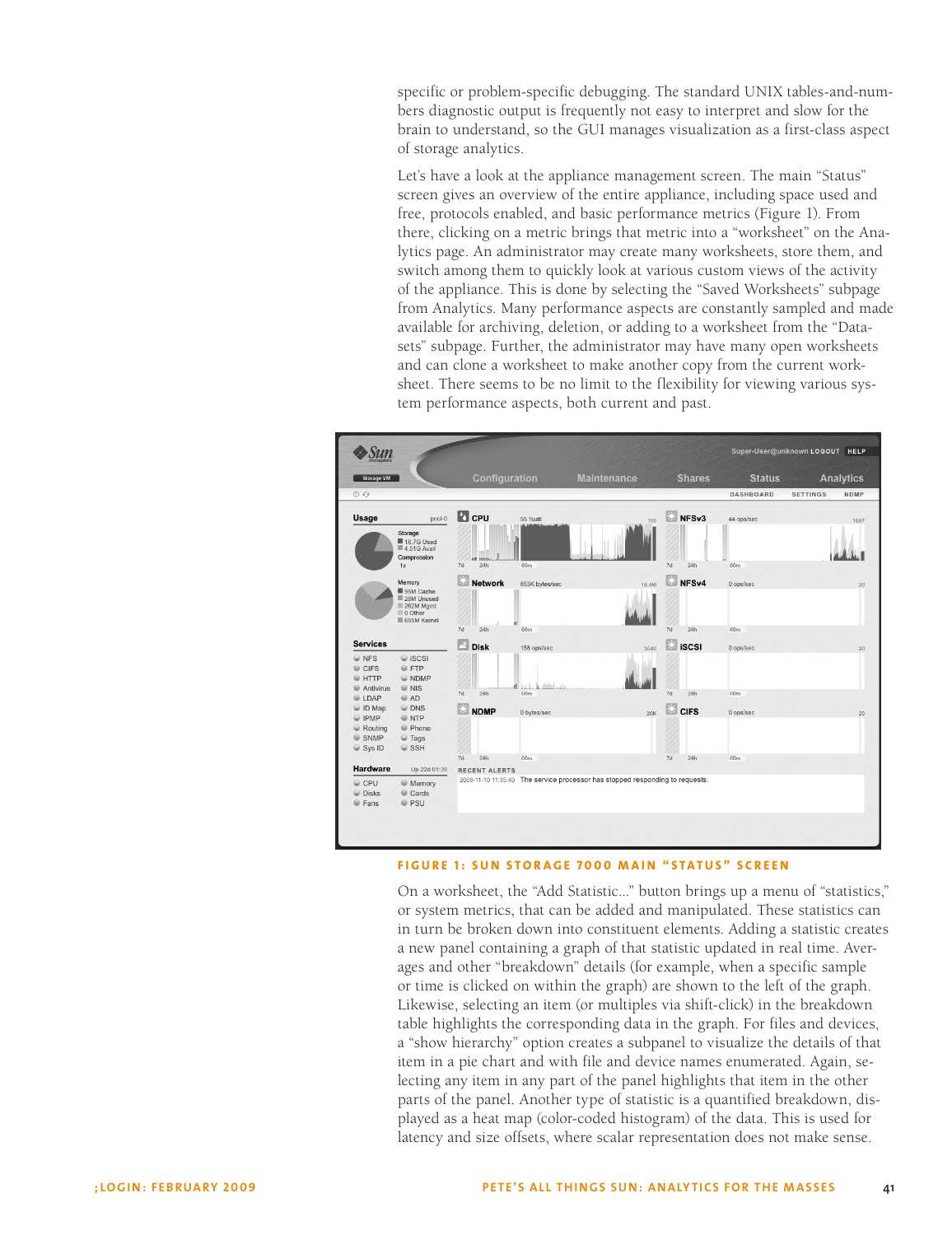specific or problem-specific debugging. The standard UNIX tables-and-numbers diagnostic output is frequently not easy to interpret and slow for the brain to understand, so the GUI manages visualization as a first-class aspect of storage analytics.

Let's have a look at the appliance management screen. The main "Status" screen gives an overview of the entire appliance, including space used and free, protocols enabled, and basic performance metrics (Figure 1). From there, clicking on a metric brings that metric into a "worksheet" on the Analytics page. An administrator may create many worksheets, store them, and switch among them to quickly look at various custom views of the activity of the appliance. This is done by selecting the "Saved Worksheets" subpage from Analytics. Many performance aspects are constantly sampled and made available for archiving, deletion, or adding to a worksheet from the "Datasets" subpage. Further, the administrator may have many open worksheets and can clone a worksheet to make another copy from the current worksheet. There seems to be no limit to the flexibility for viewing various system performance aspects, both current and past.

**FIGURE 1: SUN STORAGE 7000 MAIN "STATUS" SCREEN**

On a worksheet, the "Add Statistic..." button brings up a menu of "statistics," or system metrics, that can be added and manipulated. These statistics can in turn be broken down into constituent elements. Adding a statistic creates a new panel containing a graph of that statistic updated in real time. Averages and other "breakdown" details (for example, when a specific sample or time is clicked on within the graph) are shown to the left of the graph. Likewise, selecting an item (or multiples via shift-click) in the breakdown table highlights the corresponding data in the graph. For files and devices, a "show hierarchy" option creates a subpanel to visualize the details of that item in a pie chart and with file and device names enumerated. Again, selecting any item in any part of the panel highlights that item in the other parts of the panel. Another type of statistic is a quantified breakdown, displayed as a heat map (color-coded histogram) of the data. This is used for latency and size offsets, where scalar representation does not make sense.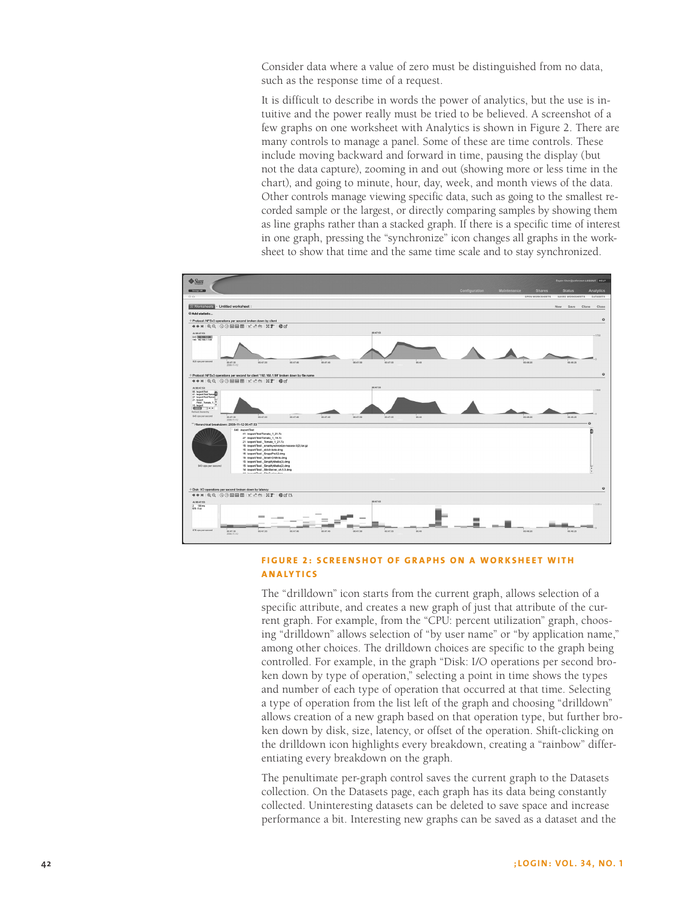Consider data where a value of zero must be distinguished from no data, such as the response time of a request.

It is difficult to describe in words the power of analytics, but the use is intuitive and the power really must be tried to be believed. A screenshot of a few graphs on one worksheet with Analytics is shown in Figure 2. There are many controls to manage a panel. Some of these are time controls. These include moving backward and forward in time, pausing the display (but not the data capture), zooming in and out (showing more or less time in the chart), and going to minute, hour, day, week, and month views of the data. Other controls manage viewing specific data, such as going to the smallest recorded sample or the largest, or directly comparing samples by showing them as line graphs rather than a stacked graph. If there is a specific time of interest in one graph, pressing the "synchronize" icon changes all graphs in the worksheet to show that time and the same time scale and to stay synchronized.

**FIGURE 2: SCREENSHOT OF GRAPHS ON A WORKSHEET WITH ANALYTICS**

The "drilldown" icon starts from the current graph, allows selection of a specific attribute, and creates a new graph of just that attribute of the current graph. For example, from the "CPU: percent utilization" graph, choosing "drilldown" allows selection of "by user name" or "by application name," among other choices. The drilldown choices are specific to the graph being controlled. For example, in the graph "Disk: I/O operations per second broken down by type of operation," selecting a point in time shows the types and number of each type of operation that occurred at that time. Selecting a type of operation from the list left of the graph and choosing "drilldown" allows creation of a new graph based on that operation type, but further broken down by disk, size, latency, or offset of the operation. Shift-clicking on the drilldown icon highlights every breakdown, creating a "rainbow" differentiating every breakdown on the graph.

The penultimate per-graph control saves the current graph to the Datasets collection. On the Datasets page, each graph has its data being constantly collected. Uninteresting datasets can be deleted to save space and increase performance a bit. Interesting new graphs can be saved as a dataset and the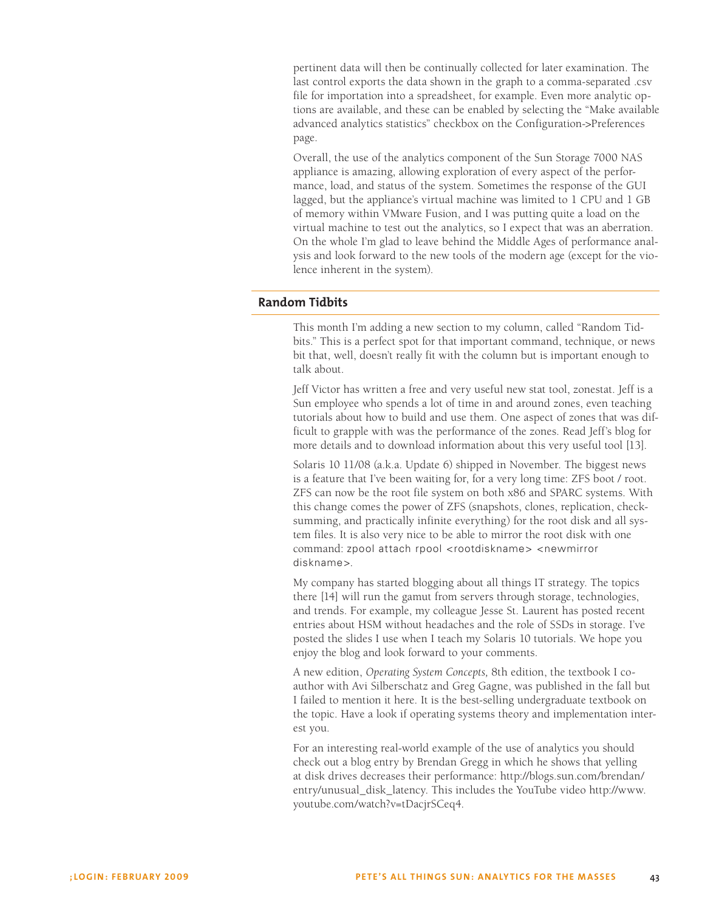pertinent data will then be continually collected for later examination. The last control exports the data shown in the graph to a comma-separated .csv file for importation into a spreadsheet, for example. Even more analytic options are available, and these can be enabled by selecting the "Make available advanced analytics statistics" checkbox on the Configuration->Preferences page.

Overall, the use of the analytics component of the Sun Storage 7000 NAS appliance is amazing, allowing exploration of every aspect of the performance, load, and status of the system. Sometimes the response of the GUI lagged, but the appliance's virtual machine was limited to 1 CPU and 1 GB of memory within VMware Fusion, and I was putting quite a load on the virtual machine to test out the analytics, so I expect that was an aberration. On the whole I'm glad to leave behind the Middle Ages of performance analysis and look forward to the new tools of the modern age (except for the violence inherent in the system).

## Random Tidbits

This month I'm adding a new section to my column, called "Random Tidbits." This is a perfect spot for that important command, technique, or news bit that, well, doesn't really fit with the column but is important enough to talk about.

Jeff Victor has written a free and very useful new stat tool, zonestat. Jeff is a Sun employee who spends a lot of time in and around zones, even teaching tutorials about how to build and use them. One aspect of zones that was difficult to grapple with was the performance of the zones. Read Jeff's blog for more details and to download information about this very useful tool [13].

Solaris 10 11/08 (a.k.a. Update 6) shipped in November. The biggest news is a feature that I've been waiting for, for a very long time: ZFS boot / root. ZFS can now be the root file system on both x86 and SPARC systems. With this change comes the power of ZFS (snapshots, clones, replication, checksumming, and practically infinite everything) for the root disk and all system files. It is also very nice to be able to mirror the root disk with one command: `zpool attach rpool <rootdiskname> <newmirror diskname>`.

My company has started blogging about all things IT strategy. The topics there [14] will run the gamut from servers through storage, technologies, and trends. For example, my colleague Jesse St. Laurent has posted recent entries about HSM without headaches and the role of SSDs in storage. I've posted the slides I use when I teach my Solaris 10 tutorials. We hope you enjoy the blog and look forward to your comments.

A new edition, *Operating System Concepts,* 8th edition, the textbook I co-author with Avi Silberschatz and Greg Gagne, was published in the fall but I failed to mention it here. It is the best-selling undergraduate textbook on the topic. Have a look if operating systems theory and implementation interest you.

For an interesting real-world example of the use of analytics you should check out a blog entry by Brendan Gregg in which he shows that yelling at disk drives decreases their performance: http://blogs.sun.com/brendan/entry/unusual_disk_latency. This includes the YouTube video http://www.youtube.com/watch?v=tDacjrSCeq4.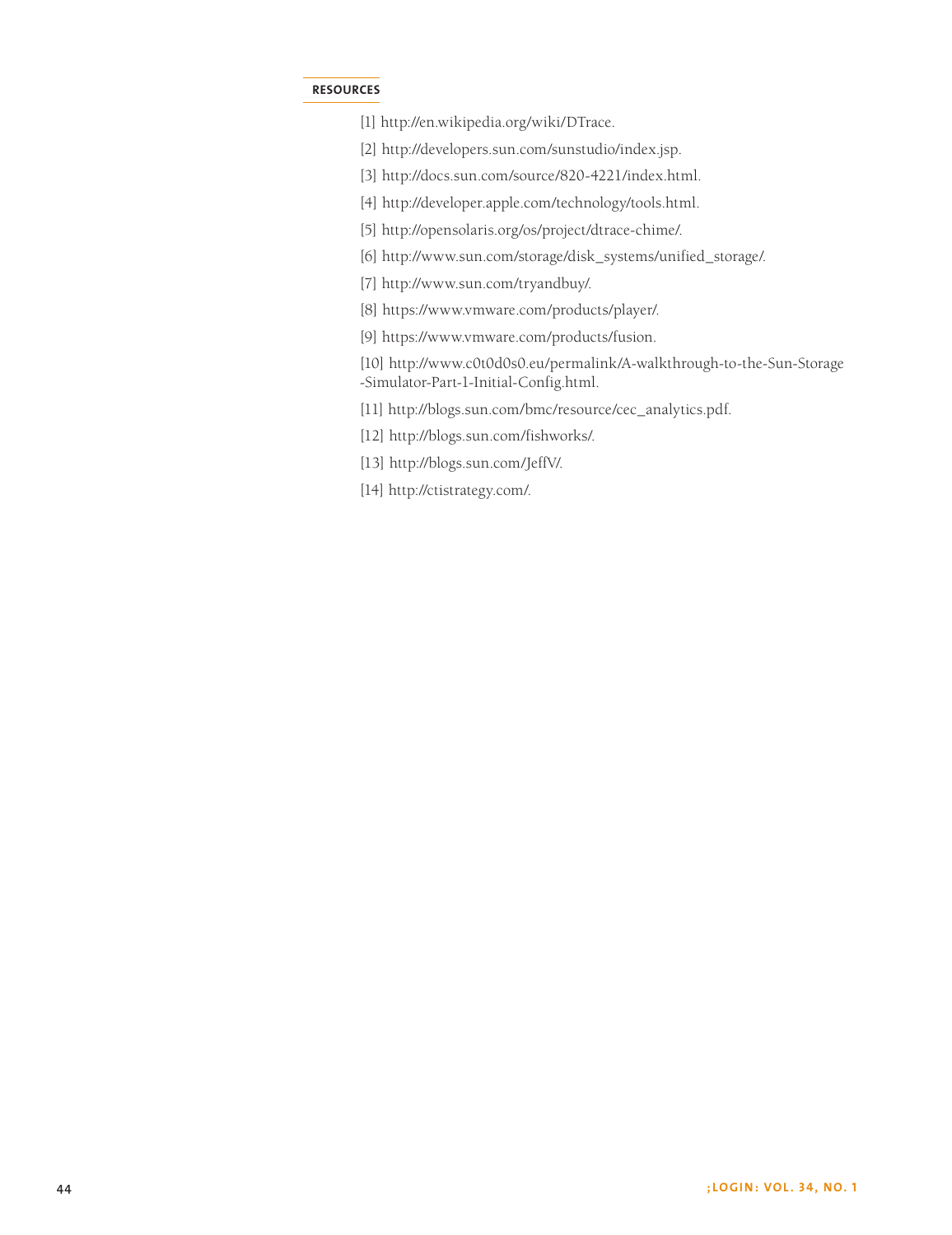## RESOURCES

[1] http://en.wikipedia.org/wiki/DTrace.

[2] http://developers.sun.com/sunstudio/index.jsp.

[3] http://docs.sun.com/source/820-4221/index.html.

[4] http://developer.apple.com/technology/tools.html.

[5] http://opensolaris.org/os/project/dtrace-chime/.

[6] http://www.sun.com/storage/disk_systems/unified_storage/.

[7] http://www.sun.com/tryandbuy/.

[8] https://www.vmware.com/products/player/.

[9] https://www.vmware.com/products/fusion.

[10] http://www.c0t0d0s0.eu/permalink/A-walkthrough-to-the-Sun-Storage-Simulator-Part-1-Initial-Config.html.

[11] http://blogs.sun.com/bmc/resource/cec_analytics.pdf.

[12] http://blogs.sun.com/fishworks/.

[13] http://blogs.sun.com/JeffV/.

[14] http://ctistrategy.com/.